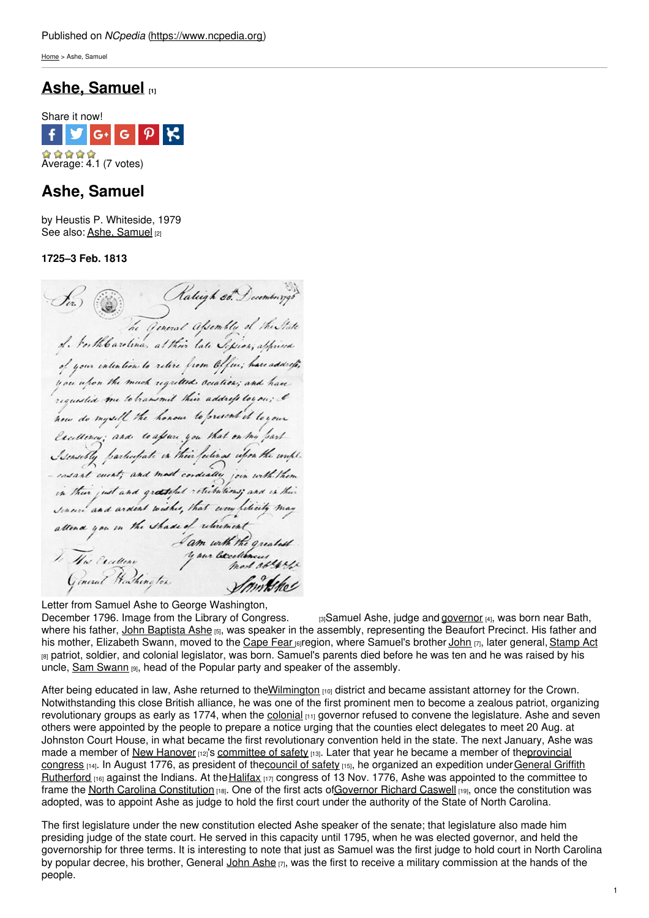Published on *NCpedia* (https://www.ncpedia.org)

Home > Ashe, Samuel

# Ashe, Samuel [1]

Share it now!

Average: 4.1 (7 votes)

## Ashe, Samuel

by Heustis P. Whiteside, 1979
See also: Ashe, Samuel [2]

**1725–3 Feb. 1813**

Letter from Samuel Ashe to George Washington, December 1796. Image from the Library of Congress. [3]

Samuel Ashe, judge and governor [4], was born near Bath, where his father, John Baptista Ashe [5], was speaker in the assembly, representing the Beaufort Precinct. His father and his mother, Elizabeth Swann, moved to the Cape Fear [6] region, where Samuel's brother John [7], later general, Stamp Act [8] patriot, soldier, and colonial legislator, was born. Samuel's parents died before he was ten and he was raised by his uncle, Sam Swann [9], head of the Popular party and speaker of the assembly.

After being educated in law, Ashe returned to the Wilmington [10] district and became assistant attorney for the Crown. Notwithstanding this close British alliance, he was one of the first prominent men to become a zealous patriot, organizing revolutionary groups as early as 1774, when the colonial [11] governor refused to convene the legislature. Ashe and seven others were appointed by the people to prepare a notice urging that the counties elect delegates to meet 20 Aug. at Johnston Court House, in what became the first revolutionary convention held in the state. The next January, Ashe was made a member of New Hanover [12]'s committee of safety [13]. Later that year he became a member of the provincial congress [14]. In August 1776, as president of the council of safety [15], he organized an expedition under General Griffith Rutherford [16] against the Indians. At the Halifax [17] congress of 13 Nov. 1776, Ashe was appointed to the committee to frame the North Carolina Constitution [18]. One of the first acts of Governor Richard Caswell [19], once the constitution was adopted, was to appoint Ashe as judge to hold the first court under the authority of the State of North Carolina.

The first legislature under the new constitution elected Ashe speaker of the senate; that legislature also made him presiding judge of the state court. He served in this capacity until 1795, when he was elected governor, and held the governorship for three terms. It is interesting to note that just as Samuel was the first judge to hold court in North Carolina by popular decree, his brother, General John Ashe [7], was the first to receive a military commission at the hands of the people.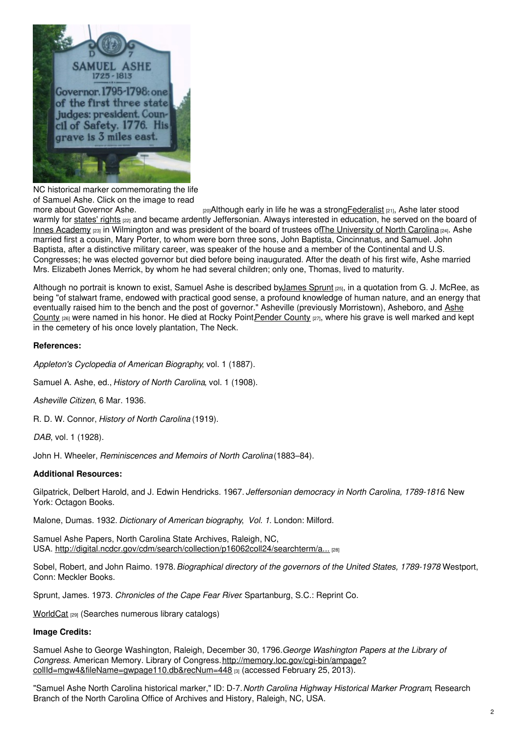NC historical marker commemorating the life of Samuel Ashe. Click on the image to read more about Governor Ashe. [20]

Although early in life he was a strong Federalist [21], Ashe later stood warmly for states' rights [22] and became ardently Jeffersonian. Always interested in education, he served on the board of Innes Academy [23] in Wilmington and was president of the board of trustees of The University of North Carolina [24]. Ashe married first a cousin, Mary Porter, to whom were born three sons, John Baptista, Cincinnatus, and Samuel. John Baptista, after a distinctive military career, was speaker of the house and a member of the Continental and U.S. Congresses; he was elected governor but died before being inaugurated. After the death of his first wife, Ashe married Mrs. Elizabeth Jones Merrick, by whom he had several children; only one, Thomas, lived to maturity.

Although no portrait is known to exist, Samuel Ashe is described by James Sprunt [25], in a quotation from G. J. McRee, as being "of stalwart frame, endowed with practical good sense, a profound knowledge of human nature, and an energy that eventually raised him to the bench and the post of governor." Asheville (previously Morristown), Asheboro, and Ashe County [26] were named in his honor. He died at Rocky Point, Pender County [27], where his grave is well marked and kept in the cemetery of his once lovely plantation, The Neck.

**References:**

*Appleton's Cyclopedia of American Biography*, vol. 1 (1887).

Samuel A. Ashe, ed., *History of North Carolina*, vol. 1 (1908).

*Asheville Citizen*, 6 Mar. 1936.

R. D. W. Connor, *History of North Carolina* (1919).

*DAB*, vol. 1 (1928).

John H. Wheeler, *Reminiscences and Memoirs of North Carolina* (1883–84).

**Additional Resources:**

Gilpatrick, Delbert Harold, and J. Edwin Hendricks. 1967. *Jeffersonian democracy in North Carolina, 1789-1816*. New York: Octagon Books.

Malone, Dumas. 1932. *Dictionary of American biography*, *Vol. 1*. London: Milford.

Samuel Ashe Papers, North Carolina State Archives, Raleigh, NC, USA. http://digital.ncdcr.gov/cdm/search/collection/p16062coll24/searchterm/a... [28]

Sobel, Robert, and John Raimo. 1978. *Biographical directory of the governors of the United States, 1789-1978*. Westport, Conn: Meckler Books.

Sprunt, James. 1973. *Chronicles of the Cape Fear River*. Spartanburg, S.C.: Reprint Co.

WorldCat [29] (Searches numerous library catalogs)

**Image Credits:**

Samuel Ashe to George Washington, Raleigh, December 30, 1796. *George Washington Papers at the Library of Congress*. American Memory. Library of Congress. http://memory.loc.gov/cgi-bin/ampage?collId=mgw4&fileName=gwpage110.db&recNum=448 [3] (accessed February 25, 2013).

"Samuel Ashe North Carolina historical marker," ID: D-7. *North Carolina Highway Historical Marker Program*, Research Branch of the North Carolina Office of Archives and History, Raleigh, NC, USA.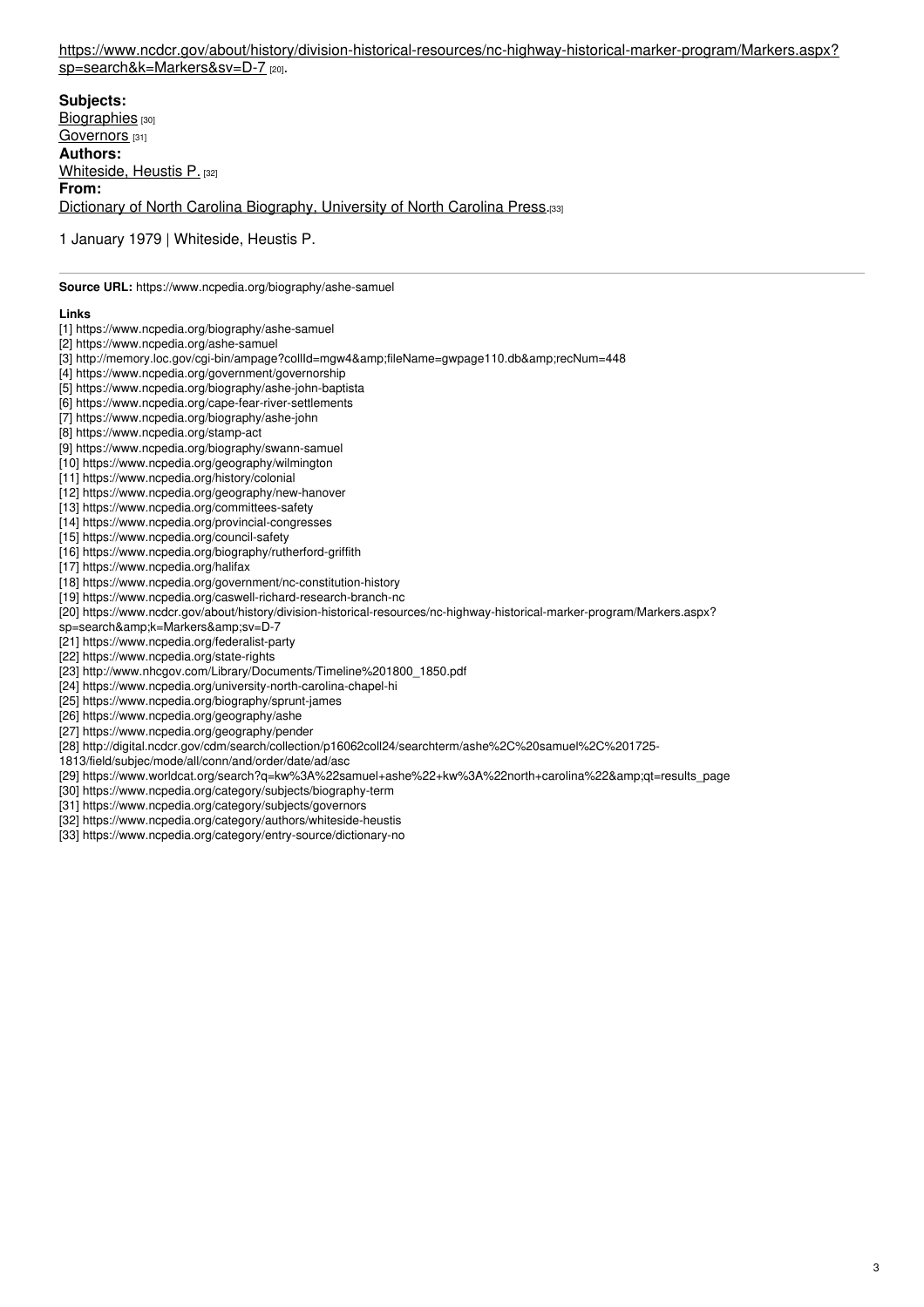https://www.ncdcr.gov/about/history/division-historical-resources/nc-highway-historical-marker-program/Markers.aspx?sp=search&k=Markers&sv=D-7 [20].

**Subjects:**
Biographies [30]
Governors [31]
**Authors:**
Whiteside, Heustis P. [32]
**From:**
Dictionary of North Carolina Biography, University of North Carolina Press.[33]

1 January 1979 | Whiteside, Heustis P.

---

**Source URL:** https://www.ncpedia.org/biography/ashe-samuel

**Links**
[1] https://www.ncpedia.org/biography/ashe-samuel
[2] https://www.ncpedia.org/ashe-samuel
[3] http://memory.loc.gov/cgi-bin/ampage?collId=mgw4&amp;fileName=gwpage110.db&amp;recNum=448
[4] https://www.ncpedia.org/government/governorship
[5] https://www.ncpedia.org/biography/ashe-john-baptista
[6] https://www.ncpedia.org/cape-fear-river-settlements
[7] https://www.ncpedia.org/biography/ashe-john
[8] https://www.ncpedia.org/stamp-act
[9] https://www.ncpedia.org/biography/swann-samuel
[10] https://www.ncpedia.org/geography/wilmington
[11] https://www.ncpedia.org/history/colonial
[12] https://www.ncpedia.org/geography/new-hanover
[13] https://www.ncpedia.org/committees-safety
[14] https://www.ncpedia.org/provincial-congresses
[15] https://www.ncpedia.org/council-safety
[16] https://www.ncpedia.org/biography/rutherford-griffith
[17] https://www.ncpedia.org/halifax
[18] https://www.ncpedia.org/government/nc-constitution-history
[19] https://www.ncpedia.org/caswell-richard-research-branch-nc
[20] https://www.ncdcr.gov/about/history/division-historical-resources/nc-highway-historical-marker-program/Markers.aspx?sp=search&amp;k=Markers&amp;sv=D-7
[21] https://www.ncpedia.org/federalist-party
[22] https://www.ncpedia.org/state-rights
[23] http://www.nhcgov.com/Library/Documents/Timeline%201800_1850.pdf
[24] https://www.ncpedia.org/university-north-carolina-chapel-hi
[25] https://www.ncpedia.org/biography/sprunt-james
[26] https://www.ncpedia.org/geography/ashe
[27] https://www.ncpedia.org/geography/pender
[28] http://digital.ncdcr.gov/cdm/search/collection/p16062coll24/searchterm/ashe%2C%20samuel%2C%201725-1813/field/subjec/mode/all/conn/and/order/date/ad/asc
[29] https://www.worldcat.org/search?q=kw%3A%22samuel+ashe%22+kw%3A%22north+carolina%22&amp;qt=results_page
[30] https://www.ncpedia.org/category/subjects/biography-term
[31] https://www.ncpedia.org/category/subjects/governors
[32] https://www.ncpedia.org/category/authors/whiteside-heustis
[33] https://www.ncpedia.org/category/entry-source/dictionary-no